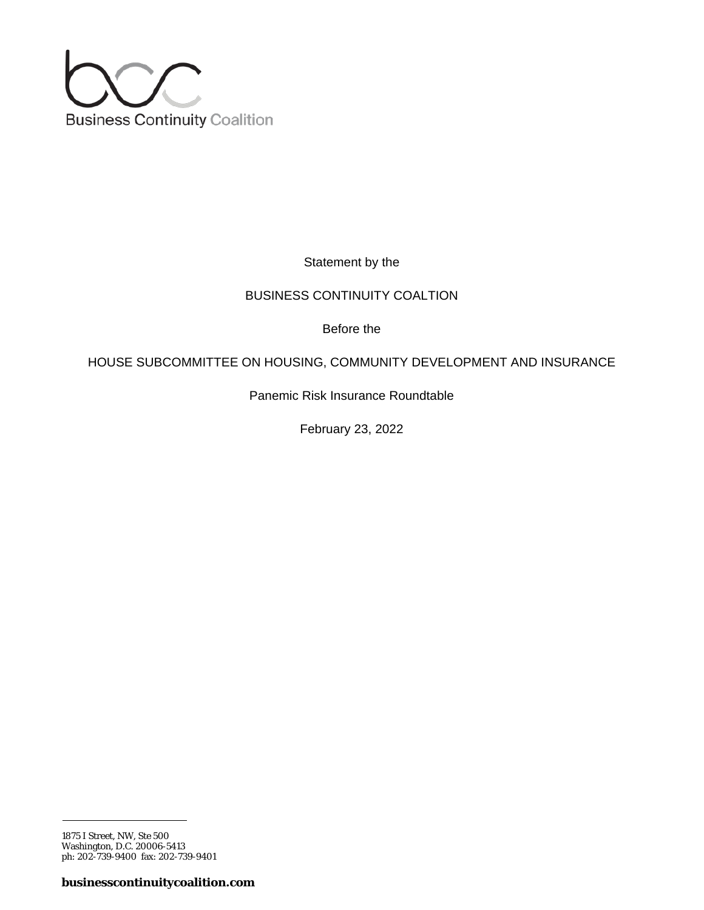Business Continuity Coalition

Statement by the

BUSINESS CONTINUITY COALTION

Before the

HOUSE SUBCOMMITTEE ON HOUSING, COMMUNITY DEVELOPMENT AND INSURANCE

Panemic Risk Insurance Roundtable

February 23, 2022

1875 I Street, NW, Ste 500
Washington, D.C. 20006-5413
ph: 202-739-9400 fax: 202-739-9401

**businesscontinuitycoalition.com**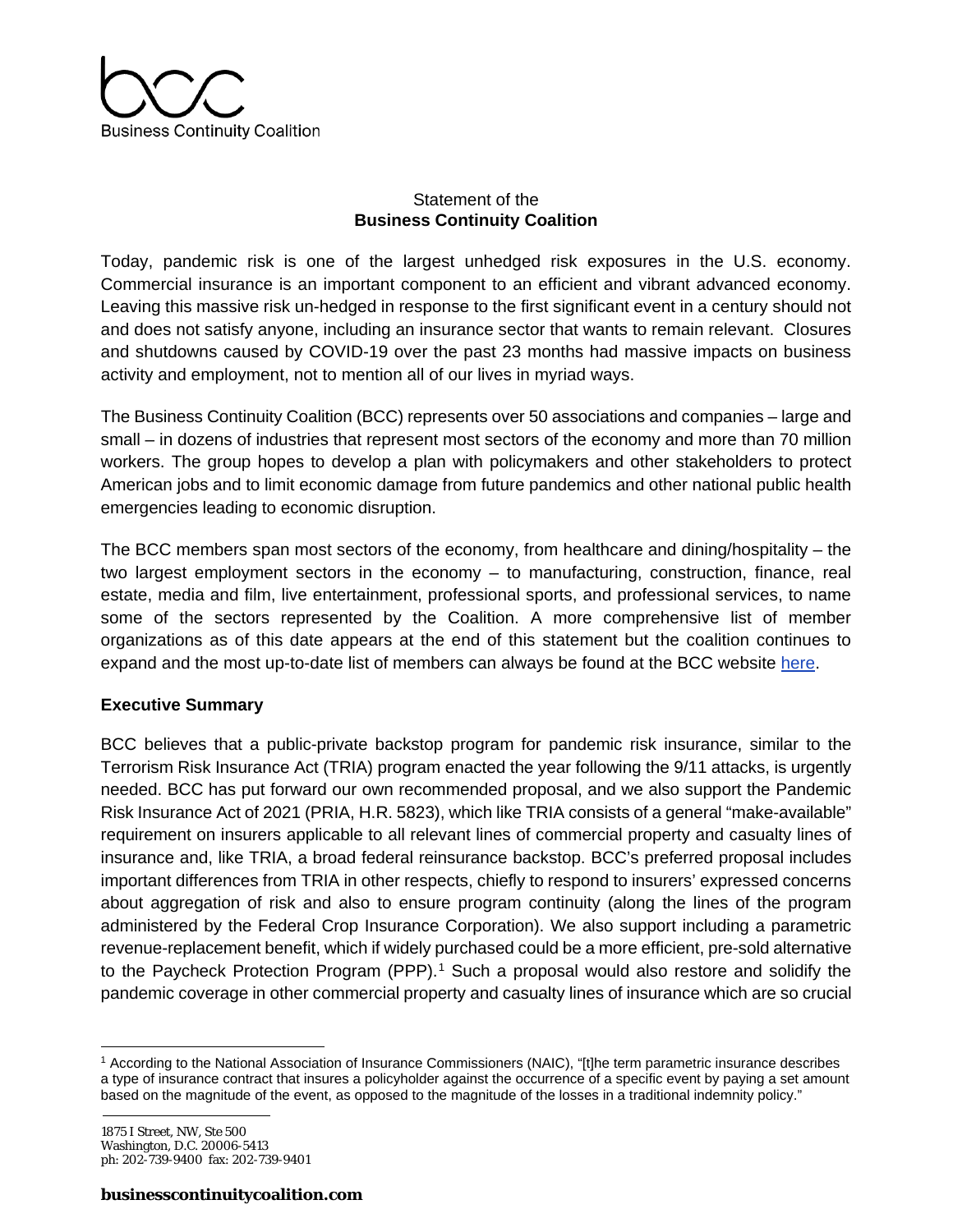Statement of the
**Business Continuity Coalition**

Today, pandemic risk is one of the largest unhedged risk exposures in the U.S. economy. Commercial insurance is an important component to an efficient and vibrant advanced economy. Leaving this massive risk un-hedged in response to the first significant event in a century should not and does not satisfy anyone, including an insurance sector that wants to remain relevant. Closures and shutdowns caused by COVID-19 over the past 23 months had massive impacts on business activity and employment, not to mention all of our lives in myriad ways.

The Business Continuity Coalition (BCC) represents over 50 associations and companies – large and small – in dozens of industries that represent most sectors of the economy and more than 70 million workers. The group hopes to develop a plan with policymakers and other stakeholders to protect American jobs and to limit economic damage from future pandemics and other national public health emergencies leading to economic disruption.

The BCC members span most sectors of the economy, from healthcare and dining/hospitality – the two largest employment sectors in the economy – to manufacturing, construction, finance, real estate, media and film, live entertainment, professional sports, and professional services, to name some of the sectors represented by the Coalition. A more comprehensive list of member organizations as of this date appears at the end of this statement but the coalition continues to expand and the most up-to-date list of members can always be found at the BCC website here.

**Executive Summary**

BCC believes that a public-private backstop program for pandemic risk insurance, similar to the Terrorism Risk Insurance Act (TRIA) program enacted the year following the 9/11 attacks, is urgently needed. BCC has put forward our own recommended proposal, and we also support the Pandemic Risk Insurance Act of 2021 (PRIA, H.R. 5823), which like TRIA consists of a general "make-available" requirement on insurers applicable to all relevant lines of commercial property and casualty lines of insurance and, like TRIA, a broad federal reinsurance backstop. BCC's preferred proposal includes important differences from TRIA in other respects, chiefly to respond to insurers' expressed concerns about aggregation of risk and also to ensure program continuity (along the lines of the program administered by the Federal Crop Insurance Corporation). We also support including a parametric revenue-replacement benefit, which if widely purchased could be a more efficient, pre-sold alternative to the Paycheck Protection Program (PPP).[1] Such a proposal would also restore and solidify the pandemic coverage in other commercial property and casualty lines of insurance which are so crucial

[1] According to the National Association of Insurance Commissioners (NAIC), "[t]he term parametric insurance describes a type of insurance contract that insures a policyholder against the occurrence of a specific event by paying a set amount based on the magnitude of the event, as opposed to the magnitude of the losses in a traditional indemnity policy."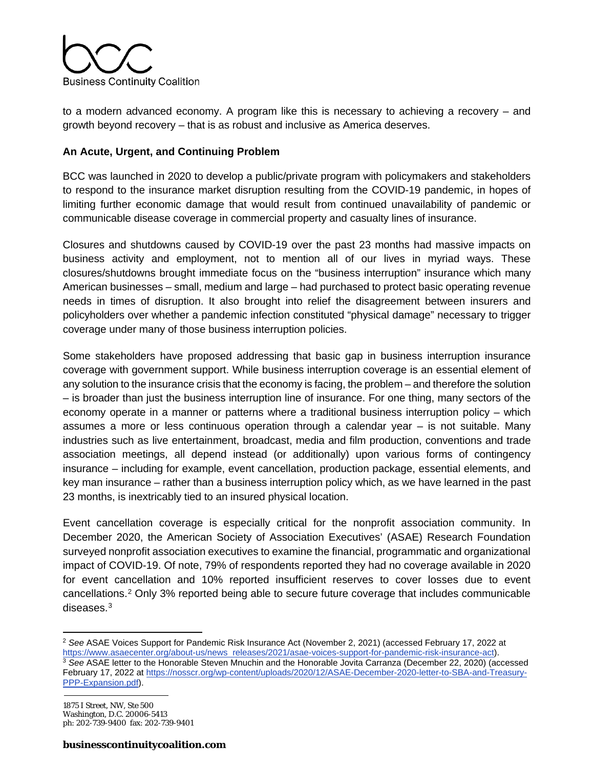to a modern advanced economy. A program like this is necessary to achieving a recovery – and growth beyond recovery – that is as robust and inclusive as America deserves.

**An Acute, Urgent, and Continuing Problem**

BCC was launched in 2020 to develop a public/private program with policymakers and stakeholders to respond to the insurance market disruption resulting from the COVID-19 pandemic, in hopes of limiting further economic damage that would result from continued unavailability of pandemic or communicable disease coverage in commercial property and casualty lines of insurance.

Closures and shutdowns caused by COVID-19 over the past 23 months had massive impacts on business activity and employment, not to mention all of our lives in myriad ways. These closures/shutdowns brought immediate focus on the "business interruption" insurance which many American businesses – small, medium and large – had purchased to protect basic operating revenue needs in times of disruption. It also brought into relief the disagreement between insurers and policyholders over whether a pandemic infection constituted "physical damage" necessary to trigger coverage under many of those business interruption policies.

Some stakeholders have proposed addressing that basic gap in business interruption insurance coverage with government support. While business interruption coverage is an essential element of any solution to the insurance crisis that the economy is facing, the problem – and therefore the solution – is broader than just the business interruption line of insurance. For one thing, many sectors of the economy operate in a manner or patterns where a traditional business interruption policy – which assumes a more or less continuous operation through a calendar year – is not suitable. Many industries such as live entertainment, broadcast, media and film production, conventions and trade association meetings, all depend instead (or additionally) upon various forms of contingency insurance – including for example, event cancellation, production package, essential elements, and key man insurance – rather than a business interruption policy which, as we have learned in the past 23 months, is inextricably tied to an insured physical location.

Event cancellation coverage is especially critical for the nonprofit association community. In December 2020, the American Society of Association Executives' (ASAE) Research Foundation surveyed nonprofit association executives to examine the financial, programmatic and organizational impact of COVID-19. Of note, 79% of respondents reported they had no coverage available in 2020 for event cancellation and 10% reported insufficient reserves to cover losses due to event cancellations.[2] Only 3% reported being able to secure future coverage that includes communicable diseases.[3]

---

[2] *See* ASAE Voices Support for Pandemic Risk Insurance Act (November 2, 2021) (accessed February 17, 2022 at https://www.asaecenter.org/about-us/news_releases/2021/asae-voices-support-for-pandemic-risk-insurance-act).

[3] *See* ASAE letter to the Honorable Steven Mnuchin and the Honorable Jovita Carranza (December 22, 2020) (accessed February 17, 2022 at https://nosscr.org/wp-content/uploads/2020/12/ASAE-December-2020-letter-to-SBA-and-Treasury-PPP-Expansion.pdf).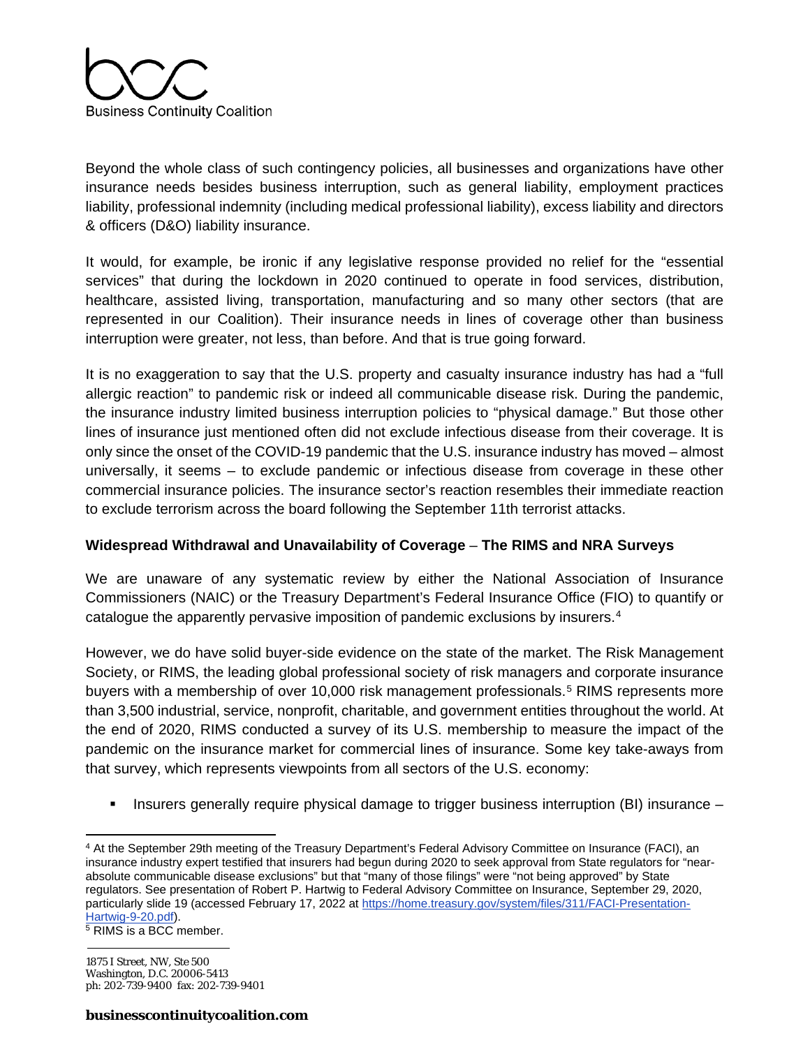Beyond the whole class of such contingency policies, all businesses and organizations have other insurance needs besides business interruption, such as general liability, employment practices liability, professional indemnity (including medical professional liability), excess liability and directors & officers (D&O) liability insurance.

It would, for example, be ironic if any legislative response provided no relief for the "essential services" that during the lockdown in 2020 continued to operate in food services, distribution, healthcare, assisted living, transportation, manufacturing and so many other sectors (that are represented in our Coalition). Their insurance needs in lines of coverage other than business interruption were greater, not less, than before. And that is true going forward.

It is no exaggeration to say that the U.S. property and casualty insurance industry has had a "full allergic reaction" to pandemic risk or indeed all communicable disease risk. During the pandemic, the insurance industry limited business interruption policies to "physical damage." But those other lines of insurance just mentioned often did not exclude infectious disease from their coverage. It is only since the onset of the COVID-19 pandemic that the U.S. insurance industry has moved – almost universally, it seems – to exclude pandemic or infectious disease from coverage in these other commercial insurance policies. The insurance sector's reaction resembles their immediate reaction to exclude terrorism across the board following the September 11th terrorist attacks.

**Widespread Withdrawal and Unavailability of Coverage – The RIMS and NRA Surveys**

We are unaware of any systematic review by either the National Association of Insurance Commissioners (NAIC) or the Treasury Department's Federal Insurance Office (FIO) to quantify or catalogue the apparently pervasive imposition of pandemic exclusions by insurers.[4]

However, we do have solid buyer-side evidence on the state of the market. The Risk Management Society, or RIMS, the leading global professional society of risk managers and corporate insurance buyers with a membership of over 10,000 risk management professionals.[5] RIMS represents more than 3,500 industrial, service, nonprofit, charitable, and government entities throughout the world. At the end of 2020, RIMS conducted a survey of its U.S. membership to measure the impact of the pandemic on the insurance market for commercial lines of insurance. Some key take-aways from that survey, which represents viewpoints from all sectors of the U.S. economy:

- Insurers generally require physical damage to trigger business interruption (BI) insurance –

[4] At the September 29th meeting of the Treasury Department's Federal Advisory Committee on Insurance (FACI), an insurance industry expert testified that insurers had begun during 2020 to seek approval from State regulators for "near-absolute communicable disease exclusions" but that "many of those filings" were "not being approved" by State regulators. See presentation of Robert P. Hartwig to Federal Advisory Committee on Insurance, September 29, 2020, particularly slide 19 (accessed February 17, 2022 at https://home.treasury.gov/system/files/311/FACI-Presentation-Hartwig-9-20.pdf).

[5] RIMS is a BCC member.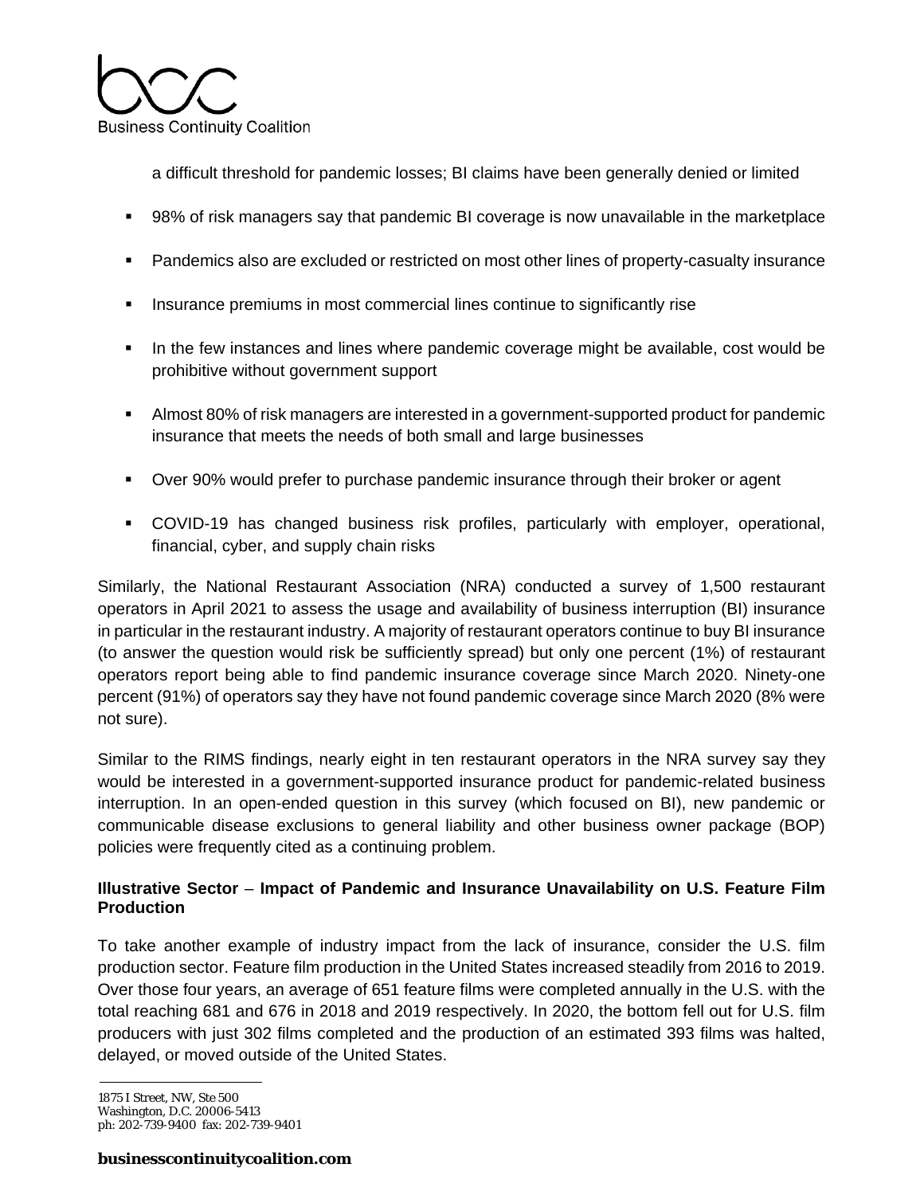a difficult threshold for pandemic losses; BI claims have been generally denied or limited

- 98% of risk managers say that pandemic BI coverage is now unavailable in the marketplace
- Pandemics also are excluded or restricted on most other lines of property-casualty insurance
- Insurance premiums in most commercial lines continue to significantly rise
- In the few instances and lines where pandemic coverage might be available, cost would be prohibitive without government support
- Almost 80% of risk managers are interested in a government-supported product for pandemic insurance that meets the needs of both small and large businesses
- Over 90% would prefer to purchase pandemic insurance through their broker or agent
- COVID-19 has changed business risk profiles, particularly with employer, operational, financial, cyber, and supply chain risks

Similarly, the National Restaurant Association (NRA) conducted a survey of 1,500 restaurant operators in April 2021 to assess the usage and availability of business interruption (BI) insurance in particular in the restaurant industry. A majority of restaurant operators continue to buy BI insurance (to answer the question would risk be sufficiently spread) but only one percent (1%) of restaurant operators report being able to find pandemic insurance coverage since March 2020. Ninety-one percent (91%) of operators say they have not found pandemic coverage since March 2020 (8% were not sure).

Similar to the RIMS findings, nearly eight in ten restaurant operators in the NRA survey say they would be interested in a government-supported insurance product for pandemic-related business interruption. In an open-ended question in this survey (which focused on BI), new pandemic or communicable disease exclusions to general liability and other business owner package (BOP) policies were frequently cited as a continuing problem.

### Illustrative Sector – Impact of Pandemic and Insurance Unavailability on U.S. Feature Film Production

To take another example of industry impact from the lack of insurance, consider the U.S. film production sector. Feature film production in the United States increased steadily from 2016 to 2019. Over those four years, an average of 651 feature films were completed annually in the U.S. with the total reaching 681 and 676 in 2018 and 2019 respectively. In 2020, the bottom fell out for U.S. film producers with just 302 films completed and the production of an estimated 393 films was halted, delayed, or moved outside of the United States.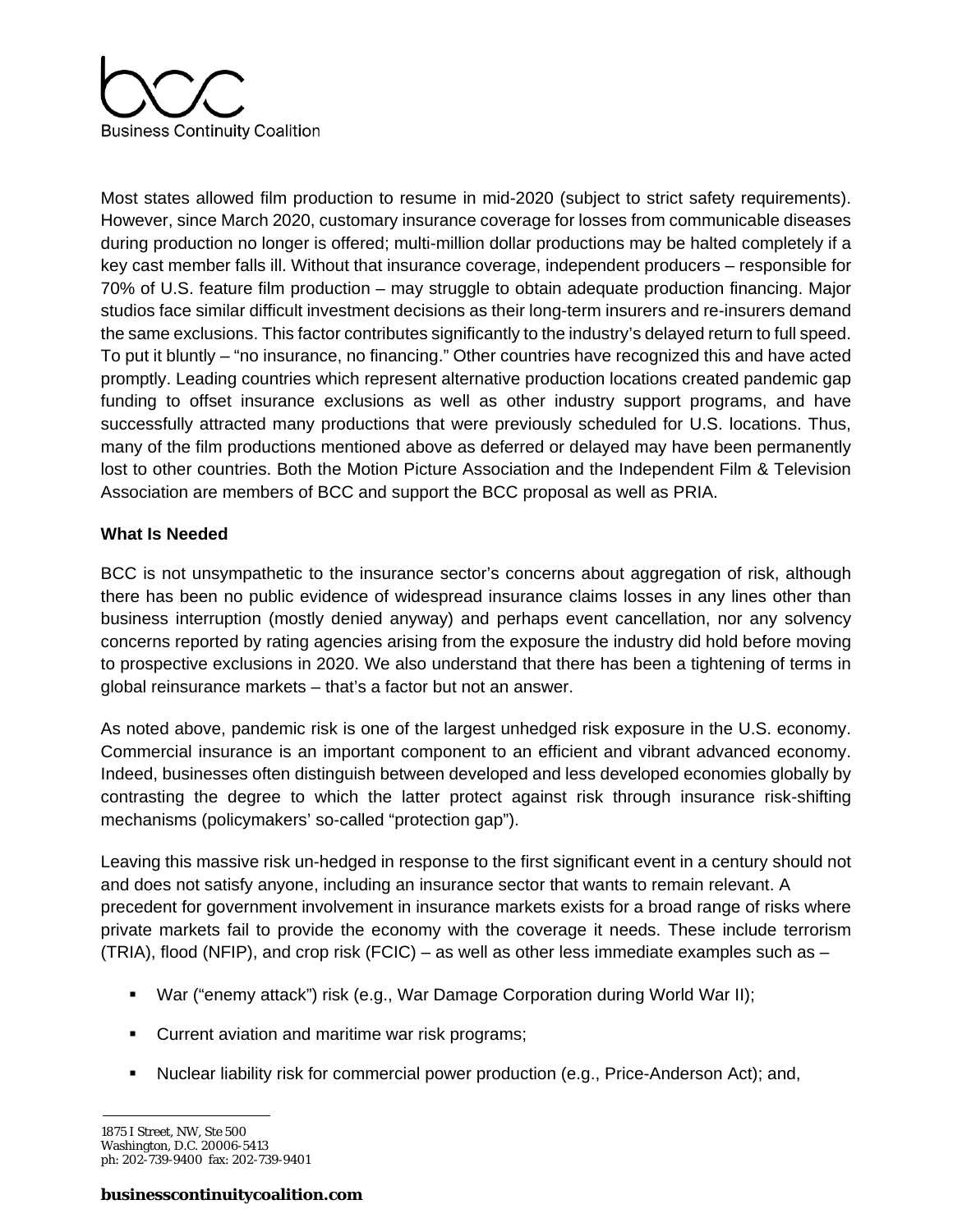Most states allowed film production to resume in mid-2020 (subject to strict safety requirements). However, since March 2020, customary insurance coverage for losses from communicable diseases during production no longer is offered; multi-million dollar productions may be halted completely if a key cast member falls ill. Without that insurance coverage, independent producers – responsible for 70% of U.S. feature film production – may struggle to obtain adequate production financing. Major studios face similar difficult investment decisions as their long-term insurers and re-insurers demand the same exclusions. This factor contributes significantly to the industry's delayed return to full speed. To put it bluntly – "no insurance, no financing." Other countries have recognized this and have acted promptly. Leading countries which represent alternative production locations created pandemic gap funding to offset insurance exclusions as well as other industry support programs, and have successfully attracted many productions that were previously scheduled for U.S. locations. Thus, many of the film productions mentioned above as deferred or delayed may have been permanently lost to other countries. Both the Motion Picture Association and the Independent Film & Television Association are members of BCC and support the BCC proposal as well as PRIA.

**What Is Needed**

BCC is not unsympathetic to the insurance sector's concerns about aggregation of risk, although there has been no public evidence of widespread insurance claims losses in any lines other than business interruption (mostly denied anyway) and perhaps event cancellation, nor any solvency concerns reported by rating agencies arising from the exposure the industry did hold before moving to prospective exclusions in 2020. We also understand that there has been a tightening of terms in global reinsurance markets – that's a factor but not an answer.

As noted above, pandemic risk is one of the largest unhedged risk exposure in the U.S. economy. Commercial insurance is an important component to an efficient and vibrant advanced economy. Indeed, businesses often distinguish between developed and less developed economies globally by contrasting the degree to which the latter protect against risk through insurance risk-shifting mechanisms (policymakers' so-called "protection gap").

Leaving this massive risk un-hedged in response to the first significant event in a century should not and does not satisfy anyone, including an insurance sector that wants to remain relevant. A precedent for government involvement in insurance markets exists for a broad range of risks where private markets fail to provide the economy with the coverage it needs. These include terrorism (TRIA), flood (NFIP), and crop risk (FCIC) – as well as other less immediate examples such as –

- War ("enemy attack") risk (e.g., War Damage Corporation during World War II);
- Current aviation and maritime war risk programs;
- Nuclear liability risk for commercial power production (e.g., Price-Anderson Act); and,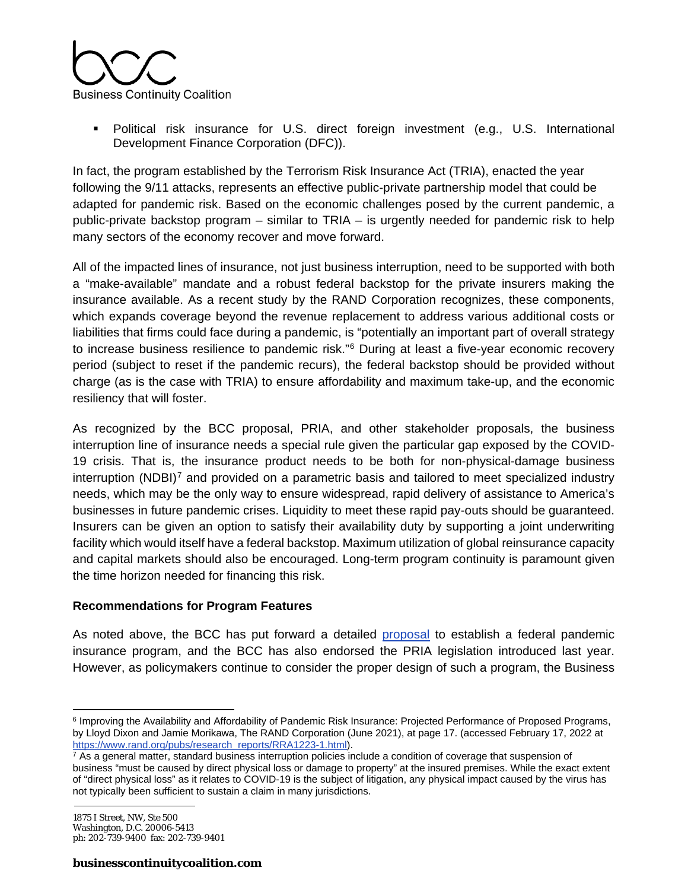- Political risk insurance for U.S. direct foreign investment (e.g., U.S. International Development Finance Corporation (DFC)).

In fact, the program established by the Terrorism Risk Insurance Act (TRIA), enacted the year following the 9/11 attacks, represents an effective public-private partnership model that could be adapted for pandemic risk. Based on the economic challenges posed by the current pandemic, a public-private backstop program – similar to TRIA – is urgently needed for pandemic risk to help many sectors of the economy recover and move forward.

All of the impacted lines of insurance, not just business interruption, need to be supported with both a "make-available" mandate and a robust federal backstop for the private insurers making the insurance available. As a recent study by the RAND Corporation recognizes, these components, which expands coverage beyond the revenue replacement to address various additional costs or liabilities that firms could face during a pandemic, is "potentially an important part of overall strategy to increase business resilience to pandemic risk."[6] During at least a five-year economic recovery period (subject to reset if the pandemic recurs), the federal backstop should be provided without charge (as is the case with TRIA) to ensure affordability and maximum take-up, and the economic resiliency that will foster.

As recognized by the BCC proposal, PRIA, and other stakeholder proposals, the business interruption line of insurance needs a special rule given the particular gap exposed by the COVID-19 crisis. That is, the insurance product needs to be both for non-physical-damage business interruption (NDBI)[7] and provided on a parametric basis and tailored to meet specialized industry needs, which may be the only way to ensure widespread, rapid delivery of assistance to America's businesses in future pandemic crises. Liquidity to meet these rapid pay-outs should be guaranteed. Insurers can be given an option to satisfy their availability duty by supporting a joint underwriting facility which would itself have a federal backstop. Maximum utilization of global reinsurance capacity and capital markets should also be encouraged. Long-term program continuity is paramount given the time horizon needed for financing this risk.

**Recommendations for Program Features**

As noted above, the BCC has put forward a detailed [proposal](#) to establish a federal pandemic insurance program, and the BCC has also endorsed the PRIA legislation introduced last year. However, as policymakers continue to consider the proper design of such a program, the Business

---

[6] Improving the Availability and Affordability of Pandemic Risk Insurance: Projected Performance of Proposed Programs, by Lloyd Dixon and Jamie Morikawa, The RAND Corporation (June 2021), at page 17. (accessed February 17, 2022 at https://www.rand.org/pubs/research_reports/RRA1223-1.html).

[7] As a general matter, standard business interruption policies include a condition of coverage that suspension of business "must be caused by direct physical loss or damage to property" at the insured premises. While the exact extent of "direct physical loss" as it relates to COVID-19 is the subject of litigation, any physical impact caused by the virus has not typically been sufficient to sustain a claim in many jurisdictions.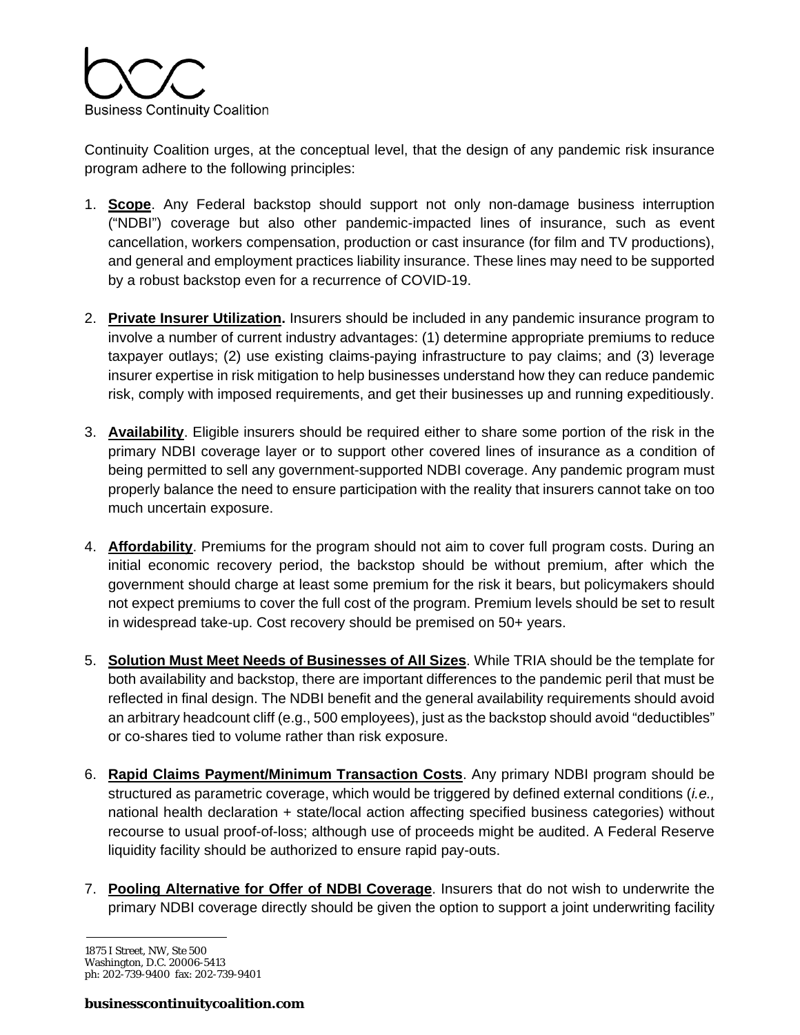Continuity Coalition urges, at the conceptual level, that the design of any pandemic risk insurance program adhere to the following principles:

1. **Scope**. Any Federal backstop should support not only non-damage business interruption ("NDBI") coverage but also other pandemic-impacted lines of insurance, such as event cancellation, workers compensation, production or cast insurance (for film and TV productions), and general and employment practices liability insurance. These lines may need to be supported by a robust backstop even for a recurrence of COVID-19.

2. **Private Insurer Utilization.** Insurers should be included in any pandemic insurance program to involve a number of current industry advantages: (1) determine appropriate premiums to reduce taxpayer outlays; (2) use existing claims-paying infrastructure to pay claims; and (3) leverage insurer expertise in risk mitigation to help businesses understand how they can reduce pandemic risk, comply with imposed requirements, and get their businesses up and running expeditiously.

3. **Availability**. Eligible insurers should be required either to share some portion of the risk in the primary NDBI coverage layer or to support other covered lines of insurance as a condition of being permitted to sell any government-supported NDBI coverage. Any pandemic program must properly balance the need to ensure participation with the reality that insurers cannot take on too much uncertain exposure.

4. **Affordability**. Premiums for the program should not aim to cover full program costs. During an initial economic recovery period, the backstop should be without premium, after which the government should charge at least some premium for the risk it bears, but policymakers should not expect premiums to cover the full cost of the program. Premium levels should be set to result in widespread take-up. Cost recovery should be premised on 50+ years.

5. **Solution Must Meet Needs of Businesses of All Sizes**. While TRIA should be the template for both availability and backstop, there are important differences to the pandemic peril that must be reflected in final design. The NDBI benefit and the general availability requirements should avoid an arbitrary headcount cliff (e.g., 500 employees), just as the backstop should avoid "deductibles" or co-shares tied to volume rather than risk exposure.

6. **Rapid Claims Payment/Minimum Transaction Costs**. Any primary NDBI program should be structured as parametric coverage, which would be triggered by defined external conditions (*i.e.,* national health declaration + state/local action affecting specified business categories) without recourse to usual proof-of-loss; although use of proceeds might be audited. A Federal Reserve liquidity facility should be authorized to ensure rapid pay-outs.

7. **Pooling Alternative for Offer of NDBI Coverage**. Insurers that do not wish to underwrite the primary NDBI coverage directly should be given the option to support a joint underwriting facility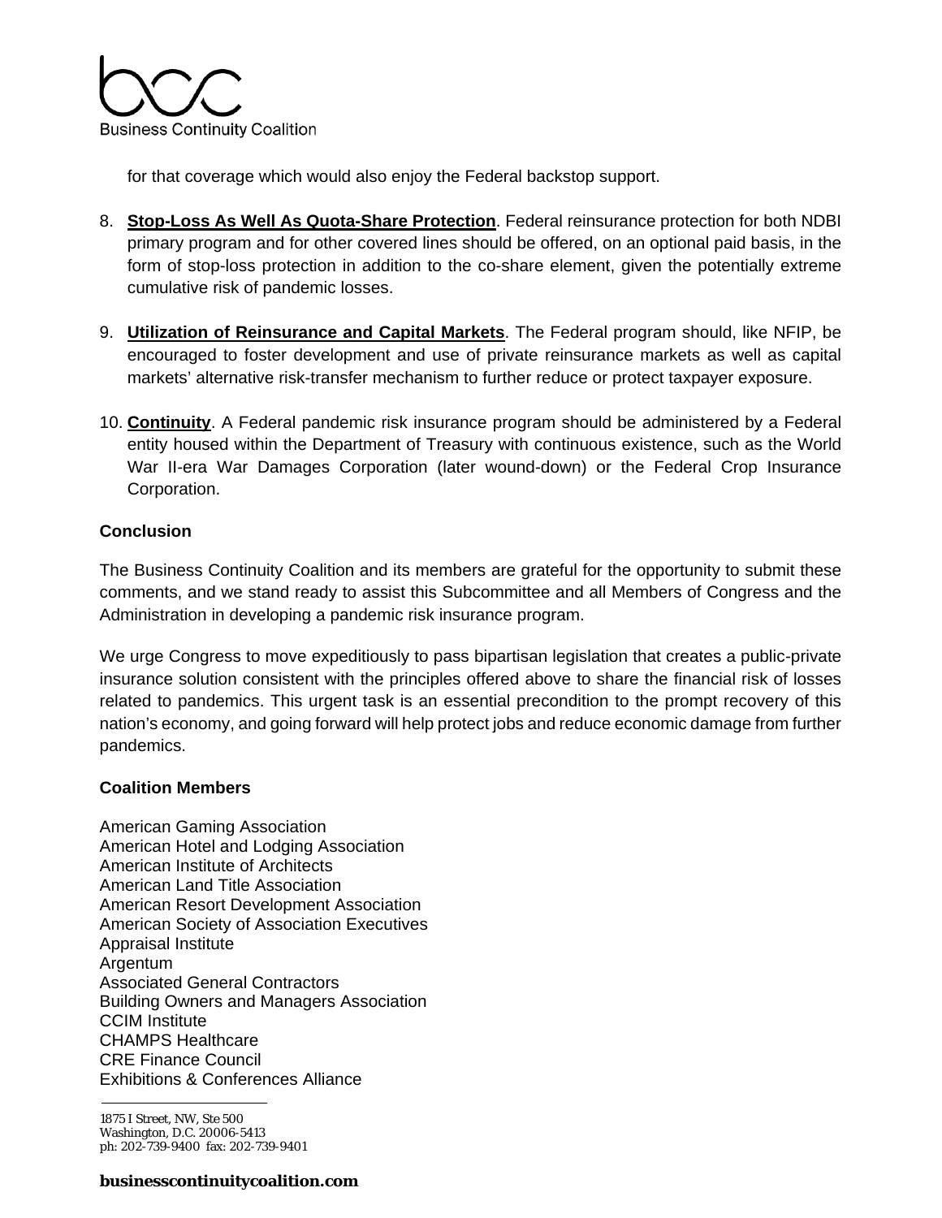for that coverage which would also enjoy the Federal backstop support.

8. **Stop-Loss As Well As Quota-Share Protection**. Federal reinsurance protection for both NDBI primary program and for other covered lines should be offered, on an optional paid basis, in the form of stop-loss protection in addition to the co-share element, given the potentially extreme cumulative risk of pandemic losses.

9. **Utilization of Reinsurance and Capital Markets**. The Federal program should, like NFIP, be encouraged to foster development and use of private reinsurance markets as well as capital markets' alternative risk-transfer mechanism to further reduce or protect taxpayer exposure.

10. **Continuity**. A Federal pandemic risk insurance program should be administered by a Federal entity housed within the Department of Treasury with continuous existence, such as the World War II-era War Damages Corporation (later wound-down) or the Federal Crop Insurance Corporation.

**Conclusion**

The Business Continuity Coalition and its members are grateful for the opportunity to submit these comments, and we stand ready to assist this Subcommittee and all Members of Congress and the Administration in developing a pandemic risk insurance program.

We urge Congress to move expeditiously to pass bipartisan legislation that creates a public-private insurance solution consistent with the principles offered above to share the financial risk of losses related to pandemics. This urgent task is an essential precondition to the prompt recovery of this nation's economy, and going forward will help protect jobs and reduce economic damage from further pandemics.

**Coalition Members**

American Gaming Association
American Hotel and Lodging Association
American Institute of Architects
American Land Title Association
American Resort Development Association
American Society of Association Executives
Appraisal Institute
Argentum
Associated General Contractors
Building Owners and Managers Association
CCIM Institute
CHAMPS Healthcare
CRE Finance Council
Exhibitions & Conferences Alliance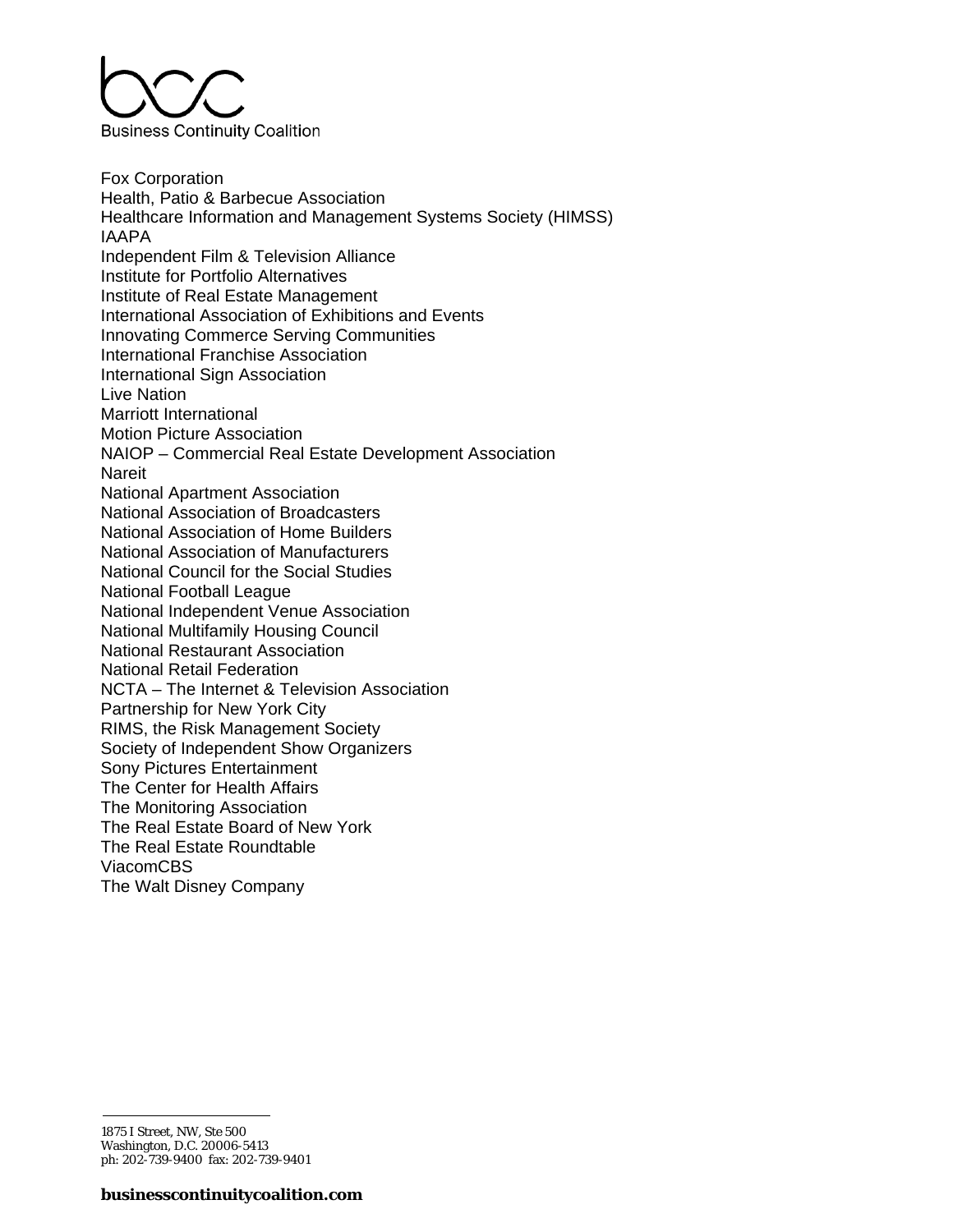Business Continuity Coalition

Fox Corporation
Health, Patio & Barbecue Association
Healthcare Information and Management Systems Society (HIMSS)
IAAPA
Independent Film & Television Alliance
Institute for Portfolio Alternatives
Institute of Real Estate Management
International Association of Exhibitions and Events
Innovating Commerce Serving Communities
International Franchise Association
International Sign Association
Live Nation
Marriott International
Motion Picture Association
NAIOP – Commercial Real Estate Development Association
Nareit
National Apartment Association
National Association of Broadcasters
National Association of Home Builders
National Association of Manufacturers
National Council for the Social Studies
National Football League
National Independent Venue Association
National Multifamily Housing Council
National Restaurant Association
National Retail Federation
NCTA – The Internet & Television Association
Partnership for New York City
RIMS, the Risk Management Society
Society of Independent Show Organizers
Sony Pictures Entertainment
The Center for Health Affairs
The Monitoring Association
The Real Estate Board of New York
The Real Estate Roundtable
ViacomCBS
The Walt Disney Company

1875 I Street, NW, Ste 500
Washington, D.C. 20006-5413
ph: 202-739-9400 fax: 202-739-9401

**businesscontinuitycoalition.com**